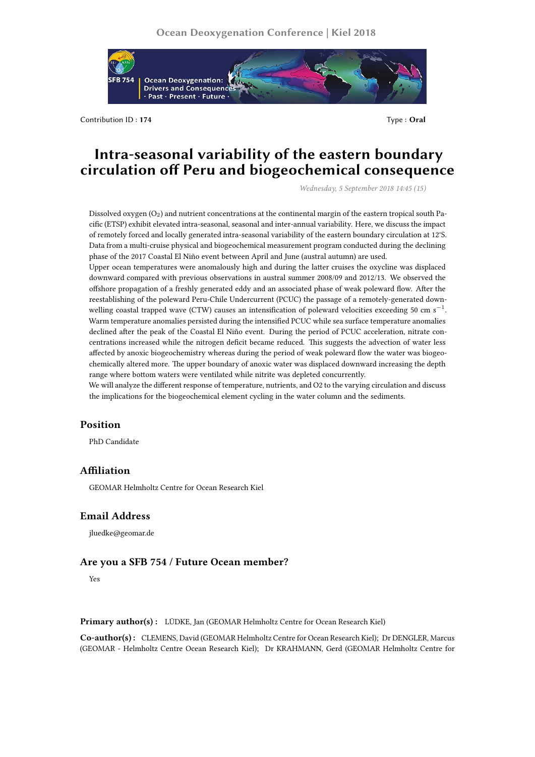Contribution ID : **174**

Type : **Oral**

# Intra-seasonal variability of the eastern boundary circulation off Peru and biogeochemical consequence

*Wednesday, 5 September 2018 14:45 (15)*

Dissolved oxygen ($O_2$) and nutrient concentrations at the continental margin of the eastern tropical south Pacific (ETSP) exhibit elevated intra-seasonal, seasonal and inter-annual variability. Here, we discuss the impact of remotely forced and locally generated intra-seasonal variability of the eastern boundary circulation at 12°S. Data from a multi-cruise physical and biogeochemical measurement program conducted during the declining phase of the 2017 Coastal El Niño event between April and June (austral autumn) are used.

Upper ocean temperatures were anomalously high and during the latter cruises the oxycline was displaced downward compared with previous observations in austral summer 2008/09 and 2012/13. We observed the offshore propagation of a freshly generated eddy and an associated phase of weak poleward flow. After the reestablishing of the poleward Peru-Chile Undercurrent (PCUC) the passage of a remotely-generated downwelling coastal trapped wave (CTW) causes an intensification of poleward velocities exceeding 50 cm $s^{-1}$. Warm temperature anomalies persisted during the intensified PCUC while sea surface temperature anomalies declined after the peak of the Coastal El Niño event. During the period of PCUC acceleration, nitrate concentrations increased while the nitrogen deficit became reduced. This suggests the advection of water less affected by anoxic biogeochemistry whereas during the period of weak poleward flow the water was biogeochemically altered more. The upper boundary of anoxic water was displaced downward increasing the depth range where bottom waters were ventilated while nitrite was depleted concurrently.

We will analyze the different response of temperature, nutrients, and O2 to the varying circulation and discuss the implications for the biogeochemical element cycling in the water column and the sediments.

## Position

PhD Candidate

## Affiliation

GEOMAR Helmholtz Centre for Ocean Research Kiel

## Email Address

jluedke@geomar.de

## Are you a SFB 754 / Future Ocean member?

Yes

**Primary author(s) :** LÜDKE, Jan (GEOMAR Helmholtz Centre for Ocean Research Kiel)

**Co-author(s) :** CLEMENS, David (GEOMAR Helmholtz Centre for Ocean Research Kiel); Dr DENGLER, Marcus (GEOMAR - Helmholtz Centre Ocean Research Kiel); Dr KRAHMANN, Gerd (GEOMAR Helmholtz Centre for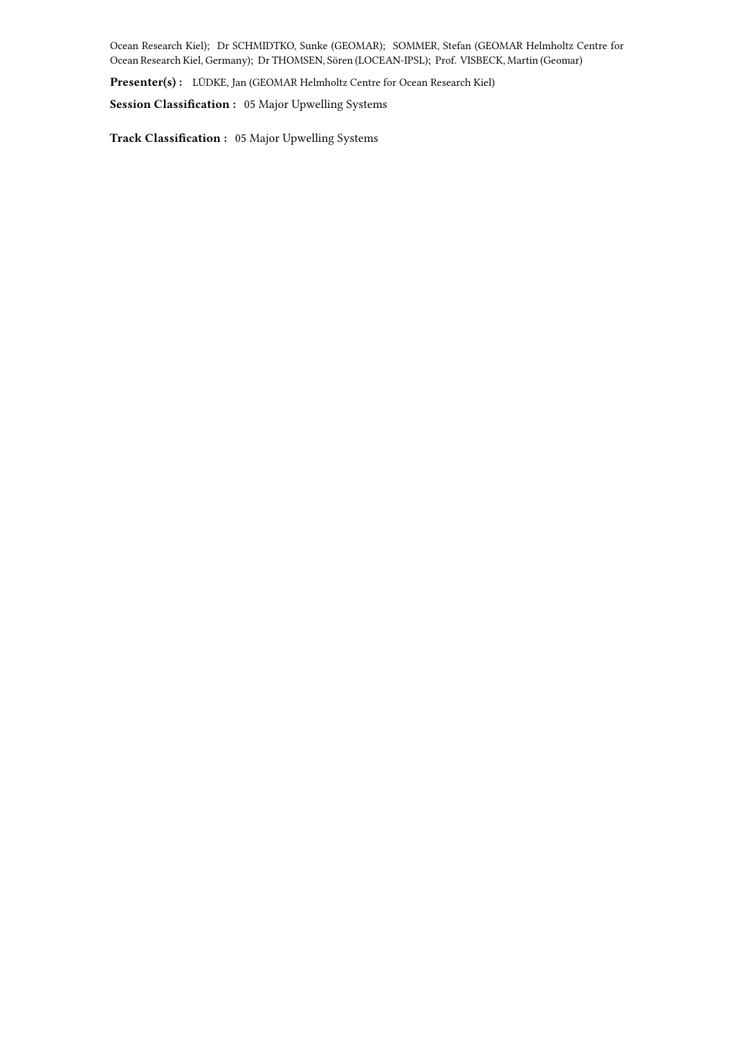Ocean Research Kiel); Dr SCHMIDTKO, Sunke (GEOMAR); SOMMER, Stefan (GEOMAR Helmholtz Centre for Ocean Research Kiel, Germany); Dr THOMSEN, Sören (LOCEAN-IPSL); Prof. VISBECK, Martin (Geomar)

**Presenter(s) :** LÜDKE, Jan (GEOMAR Helmholtz Centre for Ocean Research Kiel)

**Session Classification :** 05 Major Upwelling Systems

**Track Classification :** 05 Major Upwelling Systems